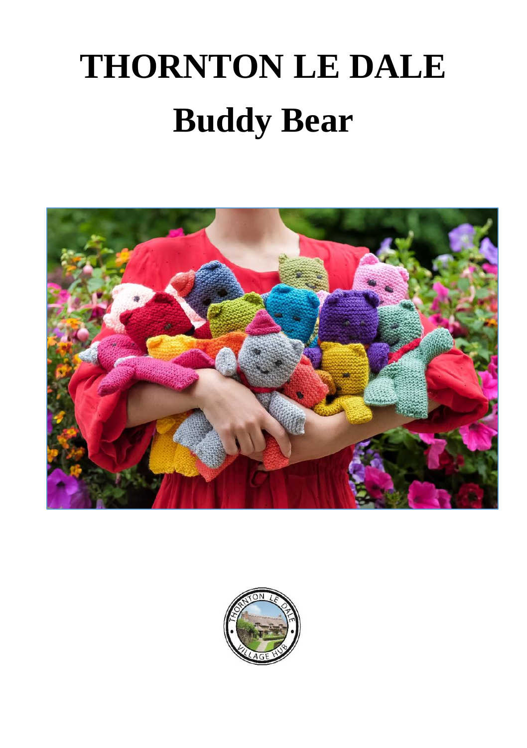# THORNTON LE DALE

# Buddy Bear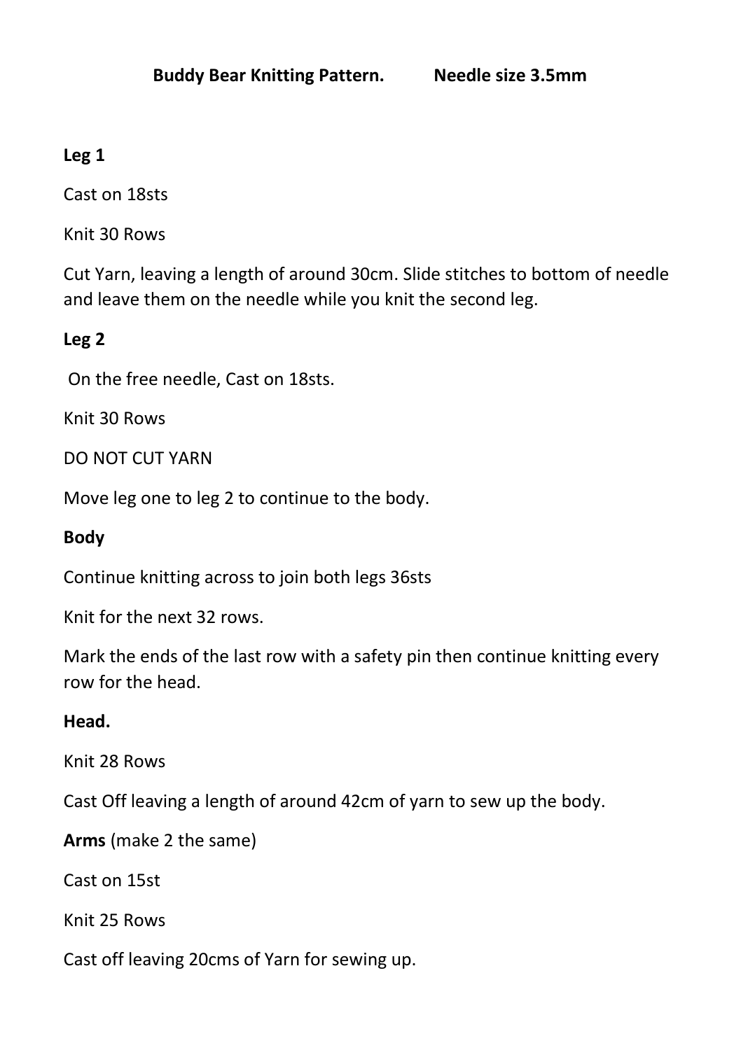# Buddy Bear Knitting Pattern. Needle size 3.5mm

**Leg 1**

Cast on 18sts

Knit 30 Rows

Cut Yarn, leaving a length of around 30cm. Slide stitches to bottom of needle and leave them on the needle while you knit the second leg.

**Leg 2**

On the free needle, Cast on 18sts.

Knit 30 Rows

DO NOT CUT YARN

Move leg one to leg 2 to continue to the body.

**Body**

Continue knitting across to join both legs 36sts

Knit for the next 32 rows.

Mark the ends of the last row with a safety pin then continue knitting every row for the head.

**Head.**

Knit 28 Rows

Cast Off leaving a length of around 42cm of yarn to sew up the body.

**Arms** (make 2 the same)

Cast on 15st

Knit 25 Rows

Cast off leaving 20cms of Yarn for sewing up.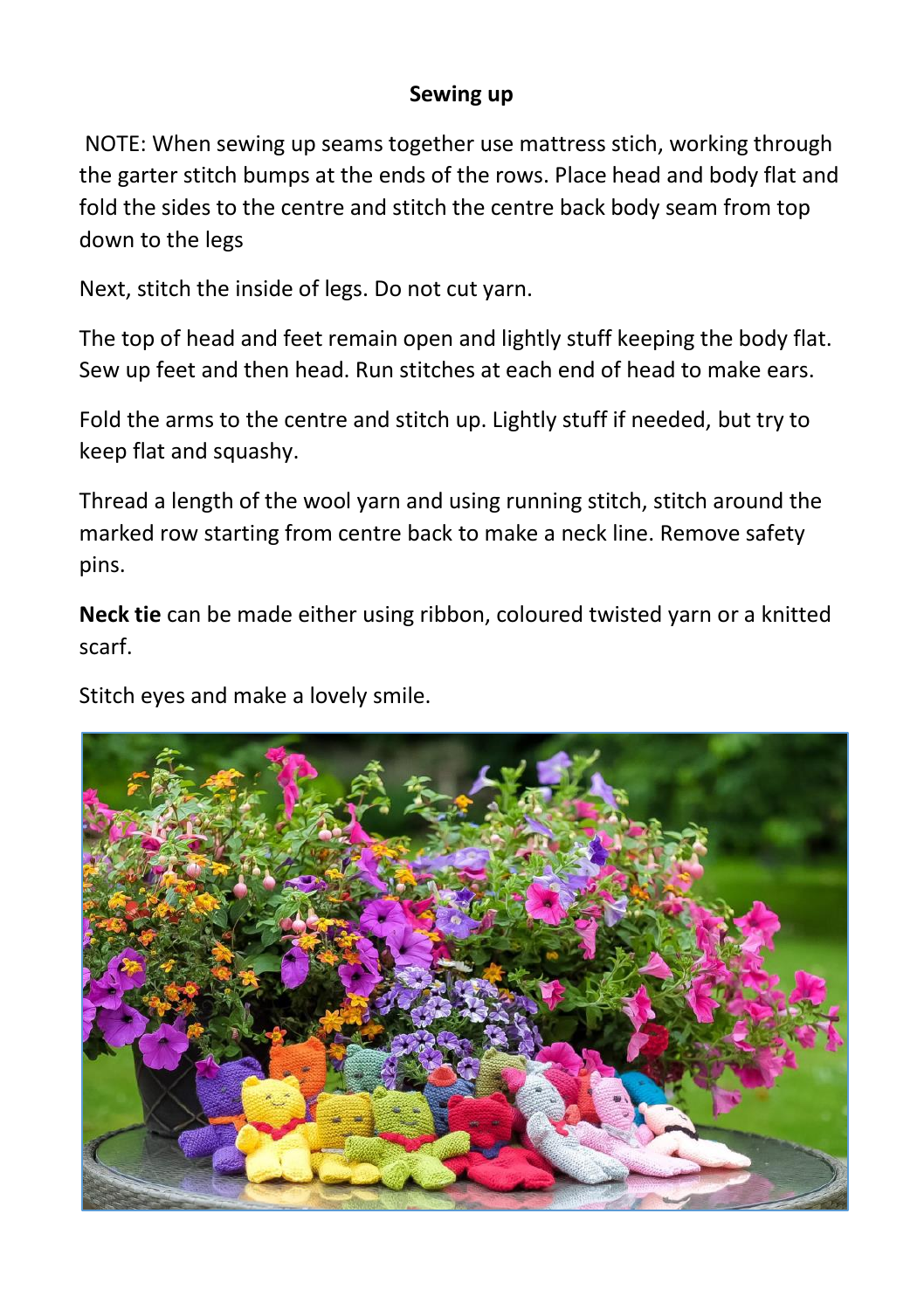## Sewing up

NOTE: When sewing up seams together use mattress stich, working through the garter stitch bumps at the ends of the rows. Place head and body flat and fold the sides to the centre and stitch the centre back body seam from top down to the legs

Next, stitch the inside of legs. Do not cut yarn.

The top of head and feet remain open and lightly stuff keeping the body flat. Sew up feet and then head. Run stitches at each end of head to make ears.

Fold the arms to the centre and stitch up. Lightly stuff if needed, but try to keep flat and squashy.

Thread a length of the wool yarn and using running stitch, stitch around the marked row starting from centre back to make a neck line. Remove safety pins.

**Neck tie** can be made either using ribbon, coloured twisted yarn or a knitted scarf.

Stitch eyes and make a lovely smile.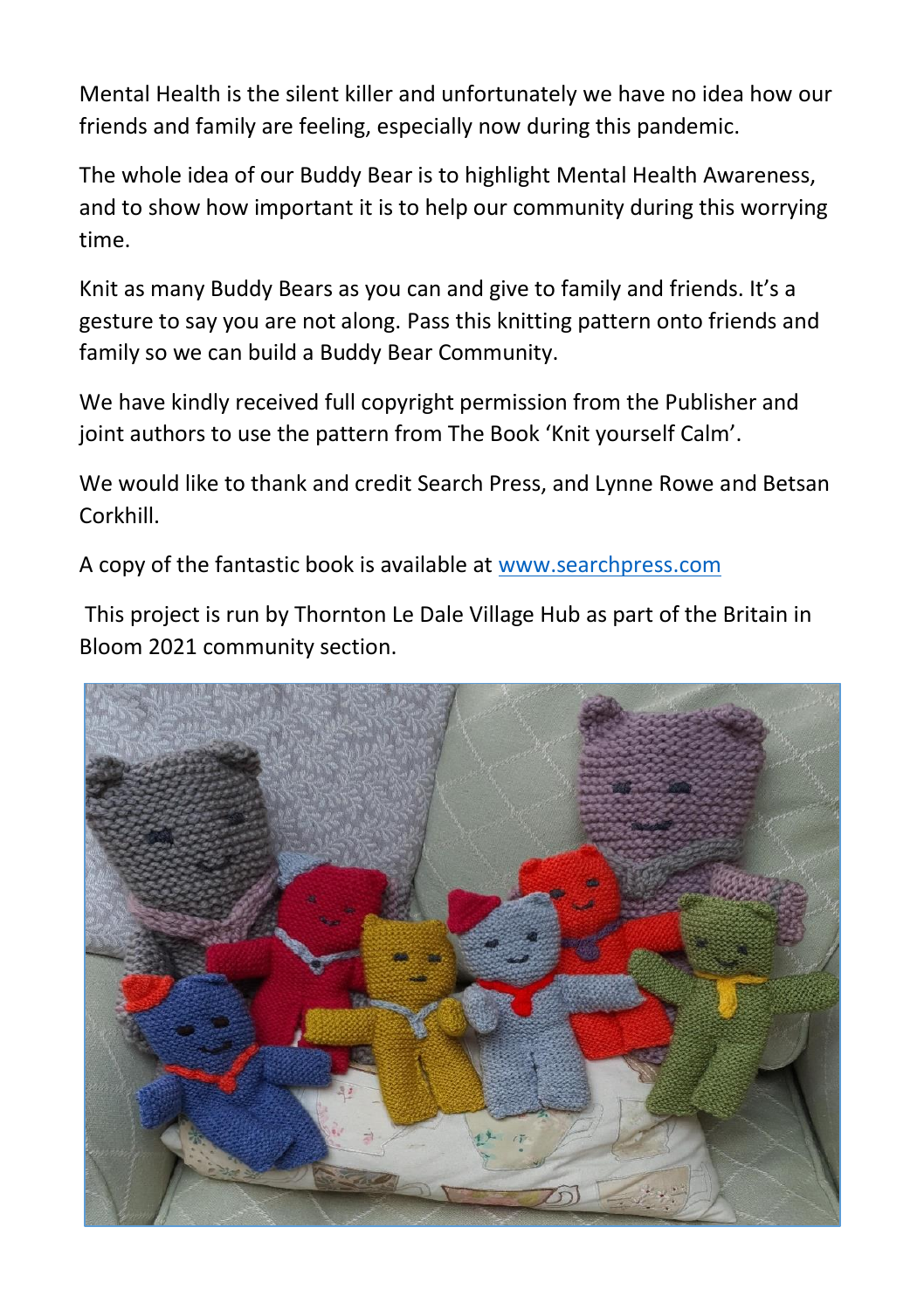Mental Health is the silent killer and unfortunately we have no idea how our friends and family are feeling, especially now during this pandemic.

The whole idea of our Buddy Bear is to highlight Mental Health Awareness, and to show how important it is to help our community during this worrying time.

Knit as many Buddy Bears as you can and give to family and friends. It's a gesture to say you are not along. Pass this knitting pattern onto friends and family so we can build a Buddy Bear Community.

We have kindly received full copyright permission from the Publisher and joint authors to use the pattern from The Book 'Knit yourself Calm'.

We would like to thank and credit Search Press, and Lynne Rowe and Betsan Corkhill.

A copy of the fantastic book is available at www.searchpress.com

This project is run by Thornton Le Dale Village Hub as part of the Britain in Bloom 2021 community section.